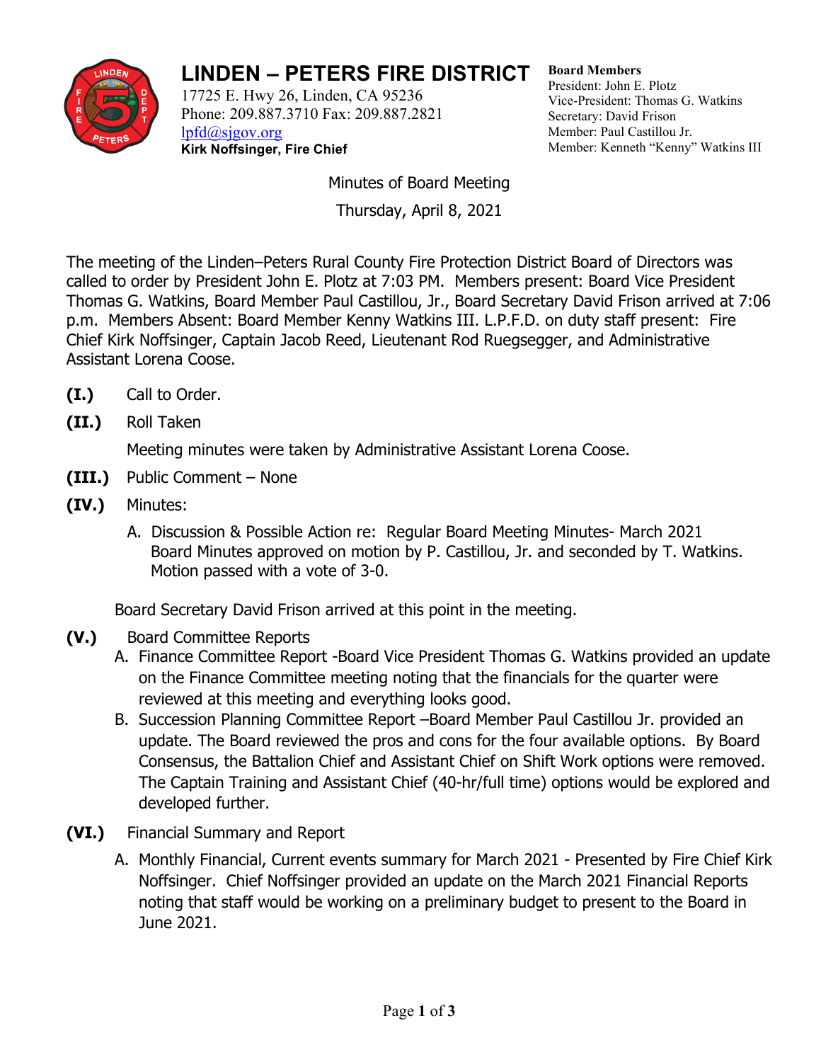# LINDEN – PETERS FIRE DISTRICT

17725 E. Hwy 26, Linden, CA 95236
Phone: 209.887.3710 Fax: 209.887.2821
lpfd@sjgov.org
**Kirk Noffsinger, Fire Chief**

**Board Members**
President: John E. Plotz
Vice-President: Thomas G. Watkins
Secretary: David Frison
Member: Paul Castillou Jr.
Member: Kenneth "Kenny" Watkins III

Minutes of Board Meeting

Thursday, April 8, 2021

The meeting of the Linden–Peters Rural County Fire Protection District Board of Directors was called to order by President John E. Plotz at 7:03 PM. Members present: Board Vice President Thomas G. Watkins, Board Member Paul Castillou, Jr., Board Secretary David Frison arrived at 7:06 p.m. Members Absent: Board Member Kenny Watkins III. L.P.F.D. on duty staff present: Fire Chief Kirk Noffsinger, Captain Jacob Reed, Lieutenant Rod Ruegsegger, and Administrative Assistant Lorena Coose.

**(I.)** Call to Order.

**(II.)** Roll Taken

Meeting minutes were taken by Administrative Assistant Lorena Coose.

**(III.)** Public Comment – None

**(IV.)** Minutes:

A. Discussion & Possible Action re: Regular Board Meeting Minutes- March 2021
Board Minutes approved on motion by P. Castillou, Jr. and seconded by T. Watkins. Motion passed with a vote of 3-0.

Board Secretary David Frison arrived at this point in the meeting.

**(V.)** Board Committee Reports

A. Finance Committee Report -Board Vice President Thomas G. Watkins provided an update on the Finance Committee meeting noting that the financials for the quarter were reviewed at this meeting and everything looks good.

B. Succession Planning Committee Report –Board Member Paul Castillou Jr. provided an update. The Board reviewed the pros and cons for the four available options. By Board Consensus, the Battalion Chief and Assistant Chief on Shift Work options were removed. The Captain Training and Assistant Chief (40-hr/full time) options would be explored and developed further.

**(VI.)** Financial Summary and Report

A. Monthly Financial, Current events summary for March 2021 - Presented by Fire Chief Kirk Noffsinger. Chief Noffsinger provided an update on the March 2021 Financial Reports noting that staff would be working on a preliminary budget to present to the Board in June 2021.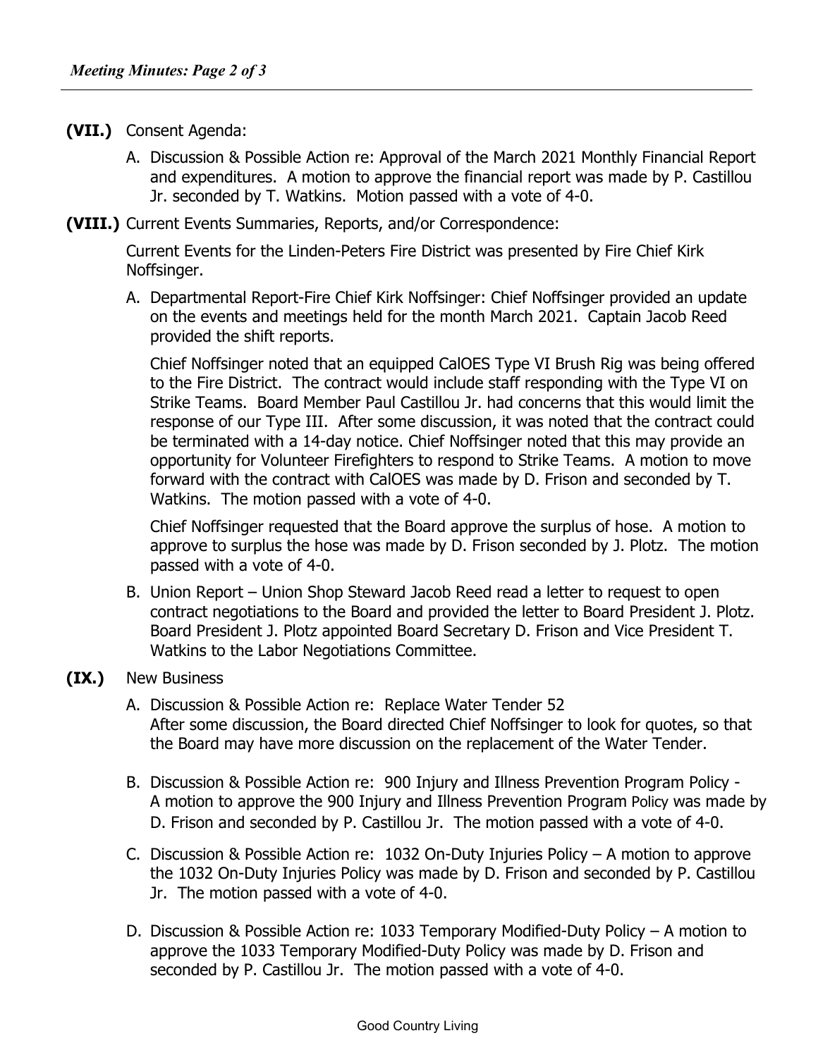**(VII.)** Consent Agenda:

A. Discussion & Possible Action re: Approval of the March 2021 Monthly Financial Report and expenditures. A motion to approve the financial report was made by P. Castillou Jr. seconded by T. Watkins. Motion passed with a vote of 4-0.

**(VIII.)** Current Events Summaries, Reports, and/or Correspondence:

Current Events for the Linden-Peters Fire District was presented by Fire Chief Kirk Noffsinger.

A. Departmental Report-Fire Chief Kirk Noffsinger: Chief Noffsinger provided an update on the events and meetings held for the month March 2021. Captain Jacob Reed provided the shift reports.

   Chief Noffsinger noted that an equipped CalOES Type VI Brush Rig was being offered to the Fire District. The contract would include staff responding with the Type VI on Strike Teams. Board Member Paul Castillou Jr. had concerns that this would limit the response of our Type III. After some discussion, it was noted that the contract could be terminated with a 14-day notice. Chief Noffsinger noted that this may provide an opportunity for Volunteer Firefighters to respond to Strike Teams. A motion to move forward with the contract with CalOES was made by D. Frison and seconded by T. Watkins. The motion passed with a vote of 4-0.

   Chief Noffsinger requested that the Board approve the surplus of hose. A motion to approve to surplus the hose was made by D. Frison seconded by J. Plotz. The motion passed with a vote of 4-0.

B. Union Report – Union Shop Steward Jacob Reed read a letter to request to open contract negotiations to the Board and provided the letter to Board President J. Plotz. Board President J. Plotz appointed Board Secretary D. Frison and Vice President T. Watkins to the Labor Negotiations Committee.

**(IX.)** New Business

A. Discussion & Possible Action re: Replace Water Tender 52
   After some discussion, the Board directed Chief Noffsinger to look for quotes, so that the Board may have more discussion on the replacement of the Water Tender.

B. Discussion & Possible Action re: 900 Injury and Illness Prevention Program Policy - A motion to approve the 900 Injury and Illness Prevention Program Policy was made by D. Frison and seconded by P. Castillou Jr. The motion passed with a vote of 4-0.

C. Discussion & Possible Action re: 1032 On-Duty Injuries Policy – A motion to approve the 1032 On-Duty Injuries Policy was made by D. Frison and seconded by P. Castillou Jr. The motion passed with a vote of 4-0.

D. Discussion & Possible Action re: 1033 Temporary Modified-Duty Policy – A motion to approve the 1033 Temporary Modified-Duty Policy was made by D. Frison and seconded by P. Castillou Jr. The motion passed with a vote of 4-0.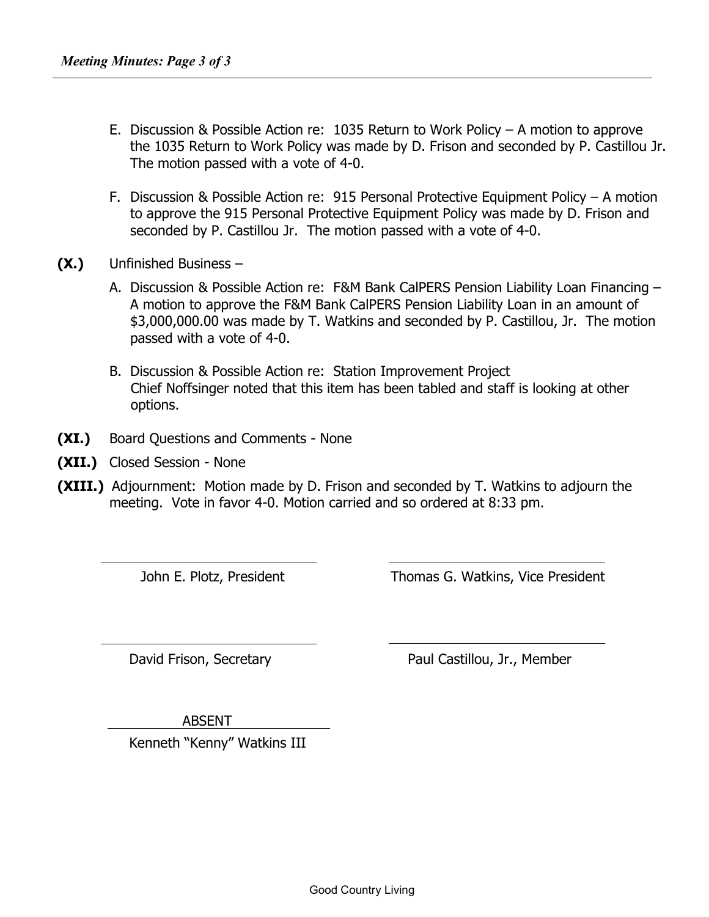E. Discussion & Possible Action re: 1035 Return to Work Policy – A motion to approve the 1035 Return to Work Policy was made by D. Frison and seconded by P. Castillou Jr. The motion passed with a vote of 4-0.

F. Discussion & Possible Action re: 915 Personal Protective Equipment Policy – A motion to approve the 915 Personal Protective Equipment Policy was made by D. Frison and seconded by P. Castillou Jr. The motion passed with a vote of 4-0.

**(X.)** Unfinished Business –

A. Discussion & Possible Action re: F&M Bank CalPERS Pension Liability Loan Financing – A motion to approve the F&M Bank CalPERS Pension Liability Loan in an amount of $3,000,000.00 was made by T. Watkins and seconded by P. Castillou, Jr. The motion passed with a vote of 4-0.

B. Discussion & Possible Action re: Station Improvement Project
Chief Noffsinger noted that this item has been tabled and staff is looking at other options.

**(XI.)** Board Questions and Comments - None

**(XII.)** Closed Session - None

**(XIII.)** Adjournment: Motion made by D. Frison and seconded by T. Watkins to adjourn the meeting. Vote in favor 4-0. Motion carried and so ordered at 8:33 pm.

\_\_\_\_\_\_\_\_\_\_\_\_\_\_\_\_\_\_\_\_\_\_\_\_\_\_\_\_
John E. Plotz, President

\_\_\_\_\_\_\_\_\_\_\_\_\_\_\_\_\_\_\_\_\_\_\_\_\_\_\_\_
Thomas G. Watkins, Vice President

\_\_\_\_\_\_\_\_\_\_\_\_\_\_\_\_\_\_\_\_\_\_\_\_\_\_\_\_
David Frison, Secretary

\_\_\_\_\_\_\_\_\_\_\_\_\_\_\_\_\_\_\_\_\_\_\_\_\_\_\_\_
Paul Castillou, Jr., Member

ABSENT
Kenneth "Kenny" Watkins III

Good Country Living